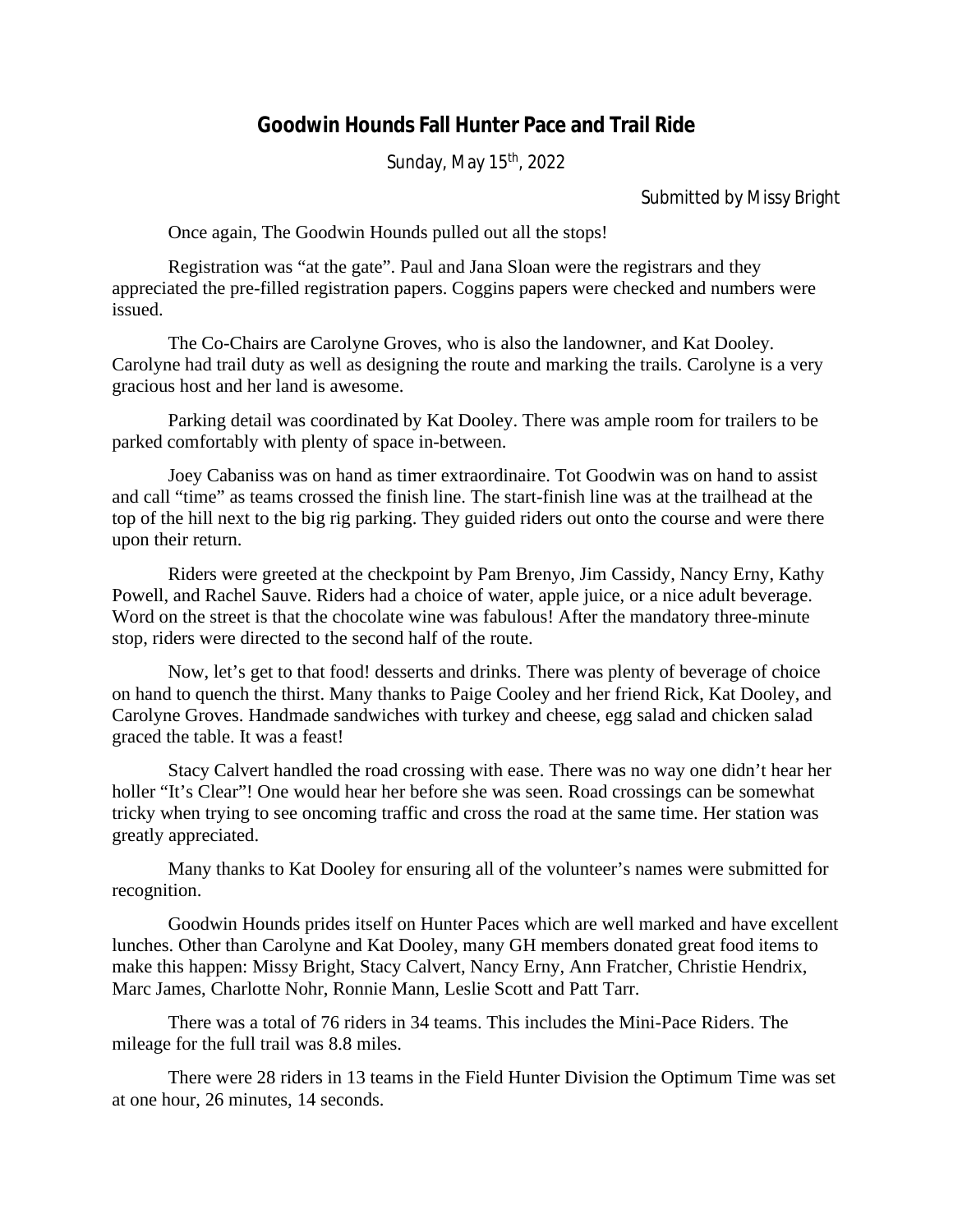# Goodwin Hounds Fall Hunter Pace and Trail Ride

Sunday, May 15th, 2022

Submitted by Missy Bright

Once again, The Goodwin Hounds pulled out all the stops!

Registration was "at the gate". Paul and Jana Sloan were the registrars and they appreciated the pre-filled registration papers. Coggins papers were checked and numbers were issued.

The Co-Chairs are Carolyne Groves, who is also the landowner, and Kat Dooley. Carolyne had trail duty as well as designing the route and marking the trails. Carolyne is a very gracious host and her land is awesome.

Parking detail was coordinated by Kat Dooley. There was ample room for trailers to be parked comfortably with plenty of space in-between.

Joey Cabaniss was on hand as timer extraordinaire. Tot Goodwin was on hand to assist and call "time" as teams crossed the finish line. The start-finish line was at the trailhead at the top of the hill next to the big rig parking. They guided riders out onto the course and were there upon their return.

Riders were greeted at the checkpoint by Pam Brenyo, Jim Cassidy, Nancy Erny, Kathy Powell, and Rachel Sauve. Riders had a choice of water, apple juice, or a nice adult beverage. Word on the street is that the chocolate wine was fabulous! After the mandatory three-minute stop, riders were directed to the second half of the route.

Now, let's get to that food! desserts and drinks. There was plenty of beverage of choice on hand to quench the thirst. Many thanks to Paige Cooley and her friend Rick, Kat Dooley, and Carolyne Groves. Handmade sandwiches with turkey and cheese, egg salad and chicken salad graced the table. It was a feast!

Stacy Calvert handled the road crossing with ease. There was no way one didn't hear her holler "It's Clear"! One would hear her before she was seen. Road crossings can be somewhat tricky when trying to see oncoming traffic and cross the road at the same time. Her station was greatly appreciated.

Many thanks to Kat Dooley for ensuring all of the volunteer's names were submitted for recognition.

Goodwin Hounds prides itself on Hunter Paces which are well marked and have excellent lunches. Other than Carolyne and Kat Dooley, many GH members donated great food items to make this happen: Missy Bright, Stacy Calvert, Nancy Erny, Ann Fratcher, Christie Hendrix, Marc James, Charlotte Nohr, Ronnie Mann, Leslie Scott and Patt Tarr.

There was a total of 76 riders in 34 teams. This includes the Mini-Pace Riders. The mileage for the full trail was 8.8 miles.

There were 28 riders in 13 teams in the Field Hunter Division the Optimum Time was set at one hour, 26 minutes, 14 seconds.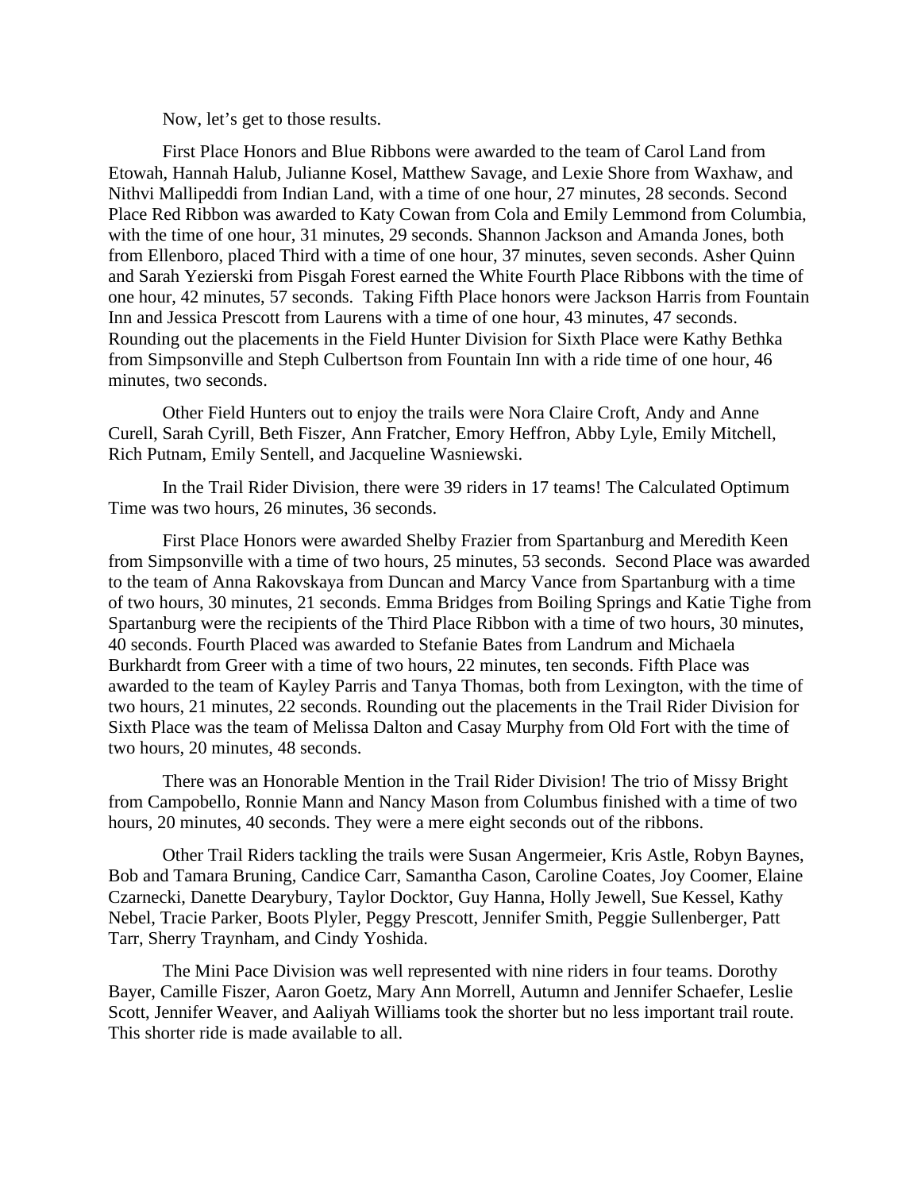Now, let's get to those results.

First Place Honors and Blue Ribbons were awarded to the team of Carol Land from Etowah, Hannah Halub, Julianne Kosel, Matthew Savage, and Lexie Shore from Waxhaw, and Nithvi Mallipeddi from Indian Land, with a time of one hour, 27 minutes, 28 seconds. Second Place Red Ribbon was awarded to Katy Cowan from Cola and Emily Lemmond from Columbia, with the time of one hour, 31 minutes, 29 seconds. Shannon Jackson and Amanda Jones, both from Ellenboro, placed Third with a time of one hour, 37 minutes, seven seconds. Asher Quinn and Sarah Yezierski from Pisgah Forest earned the White Fourth Place Ribbons with the time of one hour, 42 minutes, 57 seconds. Taking Fifth Place honors were Jackson Harris from Fountain Inn and Jessica Prescott from Laurens with a time of one hour, 43 minutes, 47 seconds. Rounding out the placements in the Field Hunter Division for Sixth Place were Kathy Bethka from Simpsonville and Steph Culbertson from Fountain Inn with a ride time of one hour, 46 minutes, two seconds.

Other Field Hunters out to enjoy the trails were Nora Claire Croft, Andy and Anne Curell, Sarah Cyrill, Beth Fiszer, Ann Fratcher, Emory Heffron, Abby Lyle, Emily Mitchell, Rich Putnam, Emily Sentell, and Jacqueline Wasniewski.

In the Trail Rider Division, there were 39 riders in 17 teams! The Calculated Optimum Time was two hours, 26 minutes, 36 seconds.

First Place Honors were awarded Shelby Frazier from Spartanburg and Meredith Keen from Simpsonville with a time of two hours, 25 minutes, 53 seconds. Second Place was awarded to the team of Anna Rakovskaya from Duncan and Marcy Vance from Spartanburg with a time of two hours, 30 minutes, 21 seconds. Emma Bridges from Boiling Springs and Katie Tighe from Spartanburg were the recipients of the Third Place Ribbon with a time of two hours, 30 minutes, 40 seconds. Fourth Placed was awarded to Stefanie Bates from Landrum and Michaela Burkhardt from Greer with a time of two hours, 22 minutes, ten seconds. Fifth Place was awarded to the team of Kayley Parris and Tanya Thomas, both from Lexington, with the time of two hours, 21 minutes, 22 seconds. Rounding out the placements in the Trail Rider Division for Sixth Place was the team of Melissa Dalton and Casay Murphy from Old Fort with the time of two hours, 20 minutes, 48 seconds.

There was an Honorable Mention in the Trail Rider Division! The trio of Missy Bright from Campobello, Ronnie Mann and Nancy Mason from Columbus finished with a time of two hours, 20 minutes, 40 seconds. They were a mere eight seconds out of the ribbons.

Other Trail Riders tackling the trails were Susan Angermeier, Kris Astle, Robyn Baynes, Bob and Tamara Bruning, Candice Carr, Samantha Cason, Caroline Coates, Joy Coomer, Elaine Czarnecki, Danette Dearybury, Taylor Docktor, Guy Hanna, Holly Jewell, Sue Kessel, Kathy Nebel, Tracie Parker, Boots Plyler, Peggy Prescott, Jennifer Smith, Peggie Sullenberger, Patt Tarr, Sherry Traynham, and Cindy Yoshida.

The Mini Pace Division was well represented with nine riders in four teams. Dorothy Bayer, Camille Fiszer, Aaron Goetz, Mary Ann Morrell, Autumn and Jennifer Schaefer, Leslie Scott, Jennifer Weaver, and Aaliyah Williams took the shorter but no less important trail route. This shorter ride is made available to all.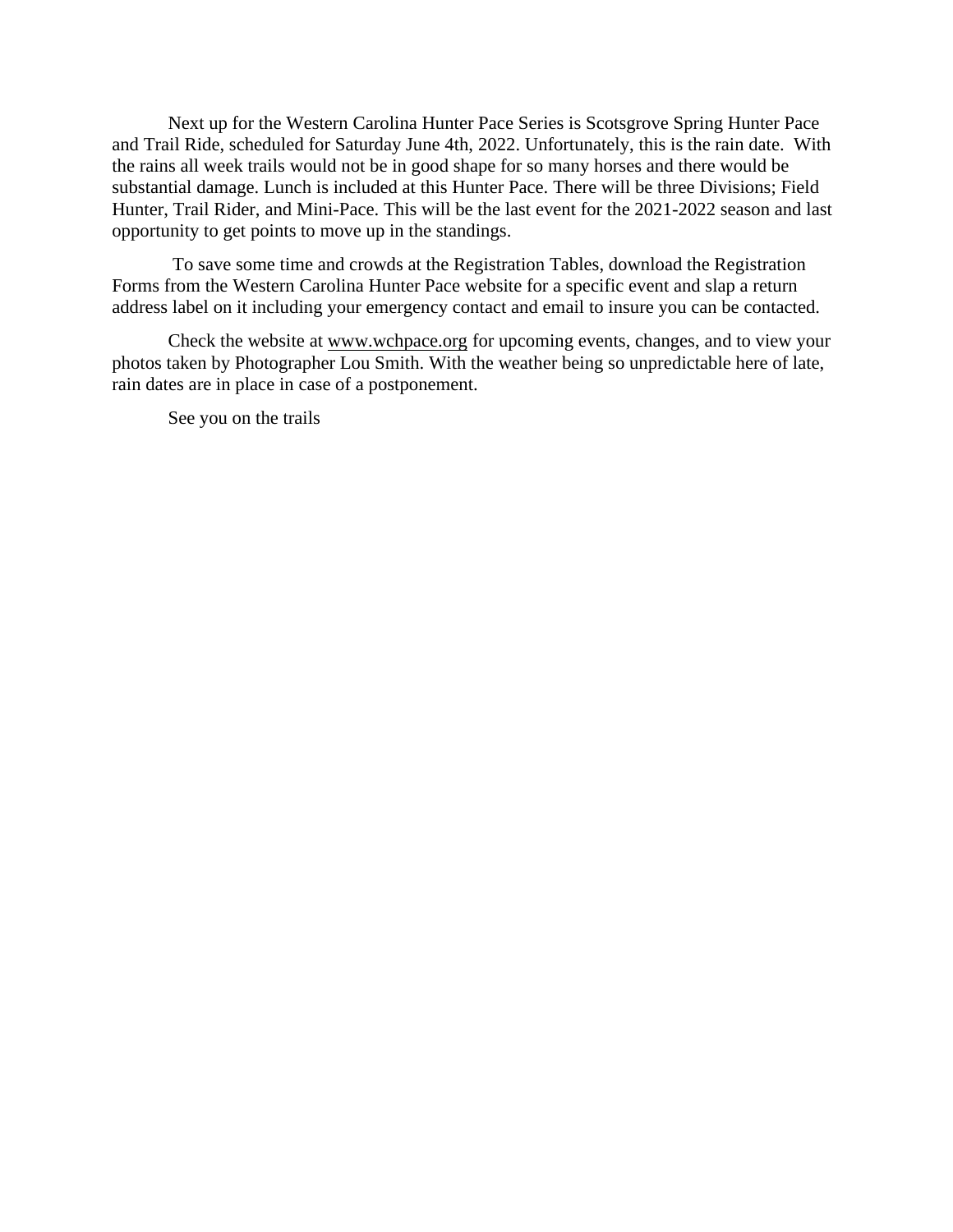Next up for the Western Carolina Hunter Pace Series is Scotsgrove Spring Hunter Pace and Trail Ride, scheduled for Saturday June 4th, 2022. Unfortunately, this is the rain date. With the rains all week trails would not be in good shape for so many horses and there would be substantial damage. Lunch is included at this Hunter Pace. There will be three Divisions; Field Hunter, Trail Rider, and Mini-Pace. This will be the last event for the 2021-2022 season and last opportunity to get points to move up in the standings.

To save some time and crowds at the Registration Tables, download the Registration Forms from the Western Carolina Hunter Pace website for a specific event and slap a return address label on it including your emergency contact and email to insure you can be contacted.

Check the website at www.wchpace.org for upcoming events, changes, and to view your photos taken by Photographer Lou Smith. With the weather being so unpredictable here of late, rain dates are in place in case of a postponement.

See you on the trails